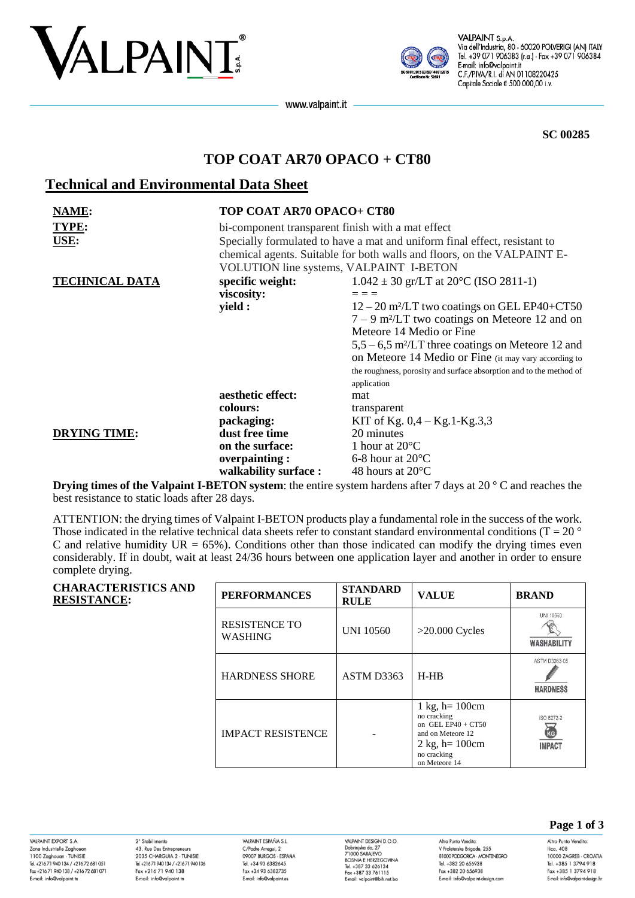SC 00285

# TOP COAT AR70 OPACO + CT80

## Technical and Environmental Data Sheet

**NAME:** **TOP COAT AR70 OPACO+ CT80**

**TYPE:** bi-component transparent finish with a mat effect

**USE:** Specially formulated to have a mat and uniform final effect, resistant to chemical agents. Suitable for both walls and floors, on the VALPAINT E-VOLUTION line systems, VALPAINT I-BETON

**TECHNICAL DATA**

| | |
|---|---|
| **specific weight:** | 1.042 ± 30 gr/LT at 20°C (ISO 2811-1) |
| **viscosity:** | = = = |
| **yield :** | 12 – 20 m²/LT two coatings on GEL EP40+CT50<br>7 – 9 m²/LT two coatings on Meteore 12 and on Meteore 14 Medio or Fine<br>5,5 – 6,5 m²/LT three coatings on Meteore 12 and on Meteore 14 Medio or Fine (it may vary according to the roughness, porosity and surface absorption and to the method of application |
| **aesthetic effect:** | mat |
| **colours:** | transparent |
| **packaging:** | KIT of Kg. 0,4 – Kg.1-Kg.3,3 |

**DRYING TIME:**

| | |
|---|---|
| **dust free time** | 20 minutes |
| **on the surface:** | 1 hour at 20°C |
| **overpainting :** | 6-8 hour at 20°C |
| **walkability surface :** | 48 hours at 20°C |

**Drying times of the Valpaint I-BETON system**: the entire system hardens after 7 days at 20 ° C and reaches the best resistance to static loads after 28 days.

ATTENTION: the drying times of Valpaint I-BETON products play a fundamental role in the success of the work. Those indicated in the relative technical data sheets refer to constant standard environmental conditions (T = 20 ° C and relative humidity UR = 65%). Conditions other than those indicated can modify the drying times even considerably. If in doubt, wait at least 24/36 hours between one application layer and another in order to ensure complete drying.

**CHARACTERISTICS AND RESISTANCE:**

| PERFORMANCES | STANDARD RULE | VALUE | BRAND |
|---|---|---|---|
| RESISTENCE TO WASHING | UNI 10560 | >20.000 Cycles | UNI 10560 WASHABILITY |
| HARDNESS SHORE | ASTM D3363 | H-HB | ASTM D3363-05 HARDNESS |
| IMPACT RESISTENCE | - | 1 kg, h= 100cm no cracking on GEL EP40 + CT50 and on Meteore 12<br>2 kg, h= 100cm no cracking on Meteore 14 | ISO 6272-2 IMPACT |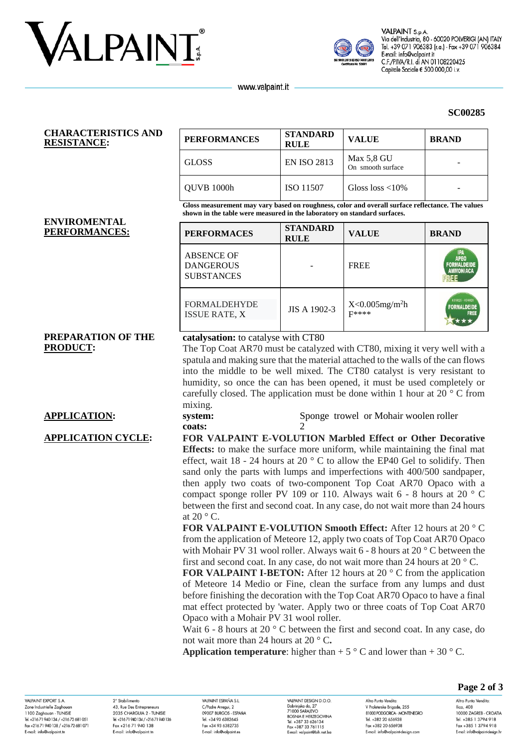SC00285

**CHARACTERISTICS AND RESISTANCE:**

| PERFORMANCES | STANDARD RULE | VALUE | BRAND |
|---|---|---|---|
| GLOSS | EN ISO 2813 | Max 5,8 GU On smooth surface | - |
| QUVB 1000h | ISO 11507 | Gloss loss <10% | - |

**Gloss measurement may vary based on roughness, color and overall surface reflectance. The values shown in the table were measured in the laboratory on standard surfaces.**

**ENVIROMENTAL PERFORMANCES:**

| PERFORMACES | STANDARD RULE | VALUE | BRAND |
|---|---|---|---|
| ABSENCE OF DANGEROUS SUBSTANCES | - | FREE | IPA APEO FORMALDEIDE AMMONIACA FREE |
| FORMALDEHYDE ISSUE RATE, X | JIS A 1902-3 | X<0.005mg/$m^2$h F**** | FORMALDEIDE FREE |

**PREPARATION OF THE PRODUCT:**

**catalysation:** to catalyse with CT80

The Top Coat AR70 must be catalyzed with CT80, mixing it very well with a spatula and making sure that the material attached to the walls of the can flows into the middle to be well mixed. The CT80 catalyst is very resistant to humidity, so once the can has been opened, it must be used completely or carefully closed. The application must be done within 1 hour at 20 ° C from mixing.

**APPLICATION:**

**system:** Sponge trowel or Mohair woolen roller

**coats:** 2

**APPLICATION CYCLE:**

**FOR VALPAINT E-VOLUTION Marbled Effect or Other Decorative Effects:** to make the surface more uniform, while maintaining the final mat effect, wait 18 - 24 hours at 20 ° C to allow the EP40 Gel to solidify. Then sand only the parts with lumps and imperfections with 400/500 sandpaper, then apply two coats of two-component Top Coat AR70 Opaco with a compact sponge roller PV 109 or 110. Always wait 6 - 8 hours at 20 ° C between the first and second coat. In any case, do not wait more than 24 hours at 20 ° C.

**FOR VALPAINT E-VOLUTION Smooth Effect:** After 12 hours at 20 ° C from the application of Meteore 12, apply two coats of Top Coat AR70 Opaco with Mohair PV 31 wool roller. Always wait 6 - 8 hours at 20 ° C between the first and second coat. In any case, do not wait more than 24 hours at 20 ° C.

**FOR VALPAINT I-BETON:** After 12 hours at 20 ° C from the application of Meteore 14 Medio or Fine, clean the surface from any lumps and dust before finishing the decoration with the Top Coat AR70 Opaco to have a final mat effect protected by 'water. Apply two or three coats of Top Coat AR70 Opaco with a Mohair PV 31 wool roller.

Wait 6 - 8 hours at 20 ° C between the first and second coat. In any case, do not wait more than 24 hours at 20 ° C**.**

**Application temperature**: higher than + 5 ° C and lower than + 30 ° C.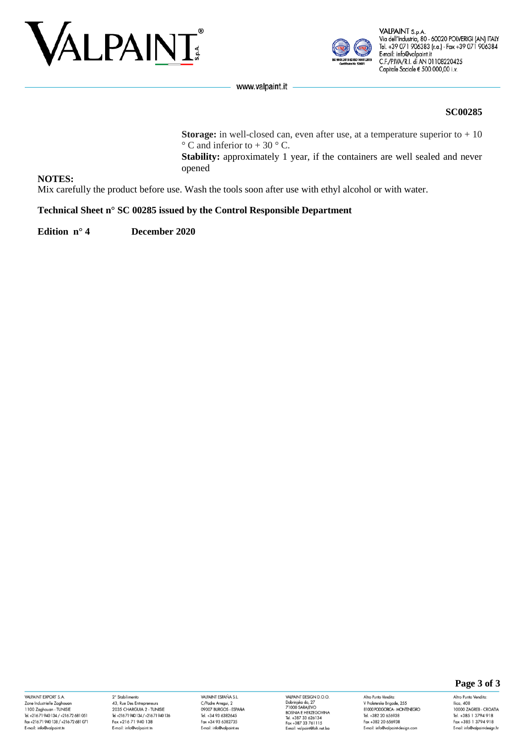**SC00285**

**Storage:** in well-closed can, even after use, at a temperature superior to + 10 ° C and inferior to + 30 ° C.

**Stability:** approximately 1 year, if the containers are well sealed and never opened

**NOTES:**

Mix carefully the product before use. Wash the tools soon after use with ethyl alcohol or with water.

**Technical Sheet n° SC 00285 issued by the Control Responsible Department**

**Edition n° 4 December 2020**